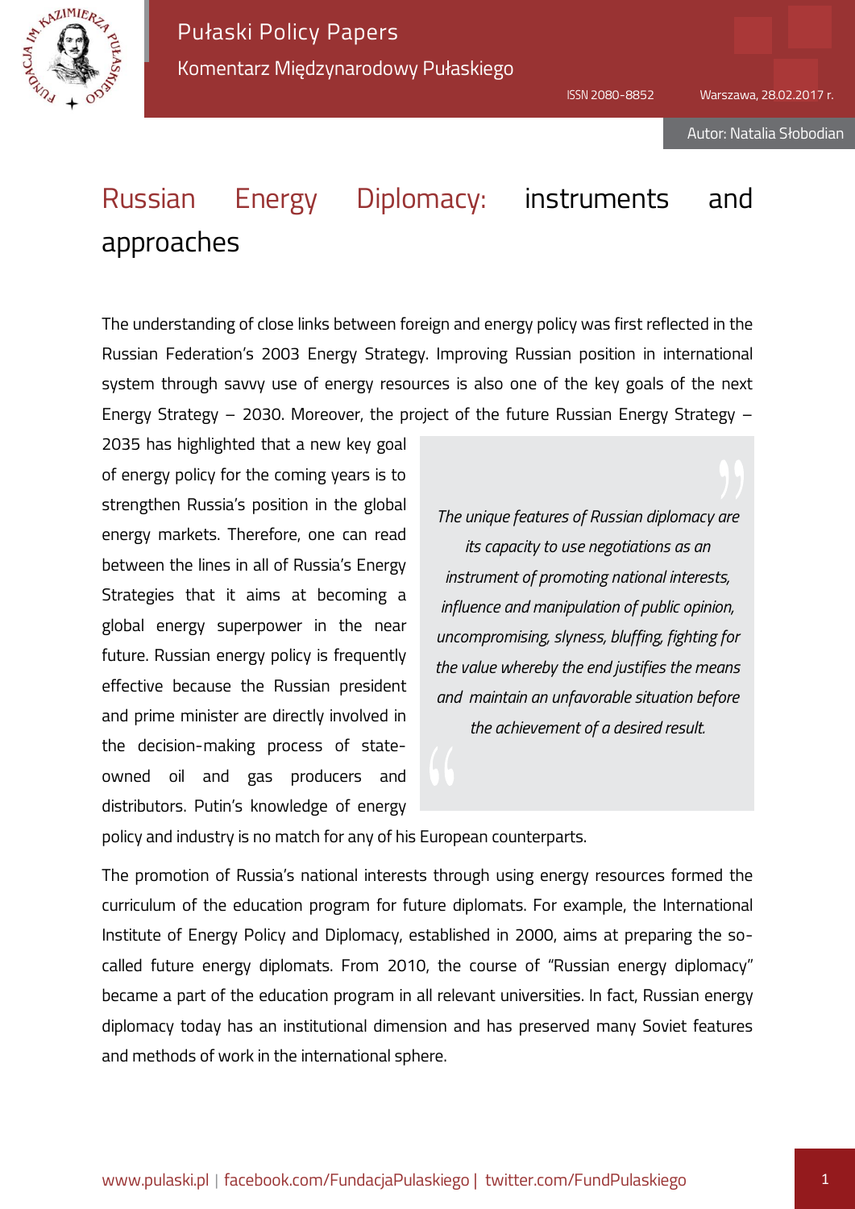Pułaski Policy Papers

Komentarz Międzynarodowy Pułaskiego

ISSN 2080-8852 Warszawa, 28.02.2017 r.

Autor: Natalia Słobodian

# Russian Energy Diplomacy: instruments and approaches

The understanding of close links between foreign and energy policy was first reflected in the Russian Federation's 2003 Energy Strategy. Improving Russian position in international system through savvy use of energy resources is also one of the key goals of the next Energy Strategy – 2030. Moreover, the project of the future Russian Energy Strategy – 2035 has highlighted that a new key goal of energy policy for the coming years is to strengthen Russia's position in the global energy markets. Therefore, one can read between the lines in all of Russia's Energy Strategies that it aims at becoming a global energy superpower in the near future. Russian energy policy is frequently effective because the Russian president and prime minister are directly involved in the decision-making process of state-owned oil and gas producers and distributors. Putin's knowledge of energy policy and industry is no match for any of his European counterparts.

> *The unique features of Russian diplomacy are its capacity to use negotiations as an instrument of promoting national interests, influence and manipulation of public opinion, uncompromising, slyness, bluffing, fighting for the value whereby the end justifies the means and maintain an unfavorable situation before the achievement of a desired result.*

The promotion of Russia's national interests through using energy resources formed the curriculum of the education program for future diplomats. For example, the International Institute of Energy Policy and Diplomacy, established in 2000, aims at preparing the so-called future energy diplomats. From 2010, the course of "Russian energy diplomacy" became a part of the education program in all relevant universities. In fact, Russian energy diplomacy today has an institutional dimension and has preserved many Soviet features and methods of work in the international sphere.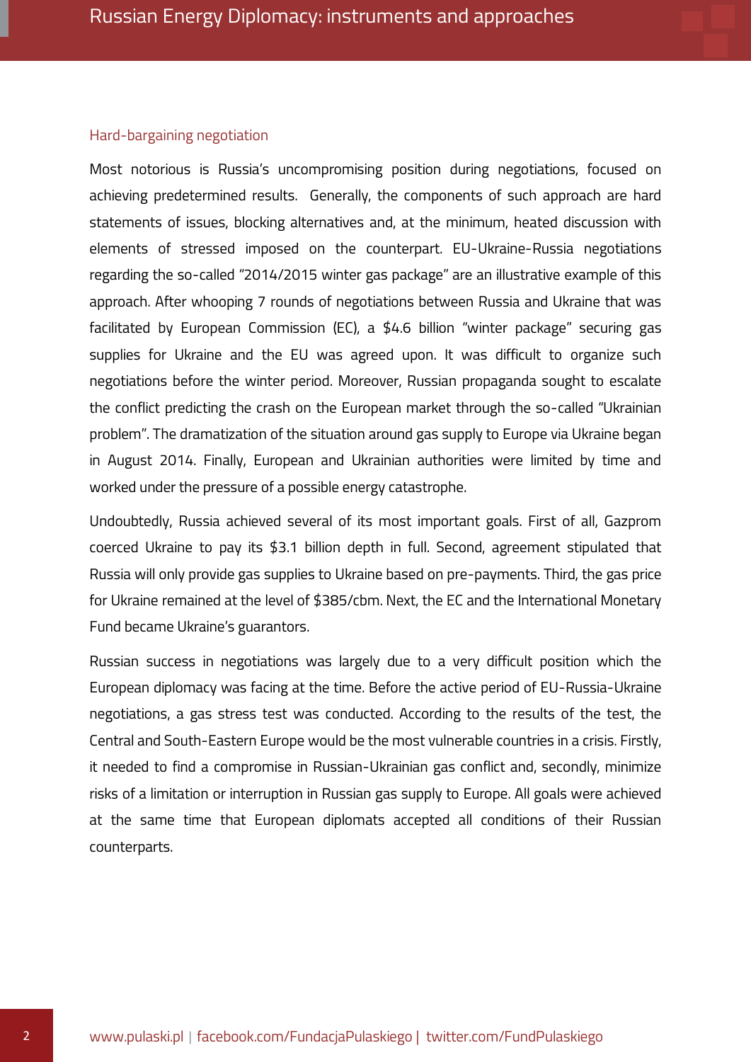### Hard-bargaining negotiation

Most notorious is Russia's uncompromising position during negotiations, focused on achieving predetermined results. Generally, the components of such approach are hard statements of issues, blocking alternatives and, at the minimum, heated discussion with elements of stressed imposed on the counterpart. EU-Ukraine-Russia negotiations regarding the so-called "2014/2015 winter gas package" are an illustrative example of this approach. After whooping 7 rounds of negotiations between Russia and Ukraine that was facilitated by European Commission (EC), a $4.6 billion "winter package" securing gas supplies for Ukraine and the EU was agreed upon. It was difficult to organize such negotiations before the winter period. Moreover, Russian propaganda sought to escalate the conflict predicting the crash on the European market through the so-called "Ukrainian problem". The dramatization of the situation around gas supply to Europe via Ukraine began in August 2014. Finally, European and Ukrainian authorities were limited by time and worked under the pressure of a possible energy catastrophe.

Undoubtedly, Russia achieved several of its most important goals. First of all, Gazprom coerced Ukraine to pay its $3.1 billion depth in full. Second, agreement stipulated that Russia will only provide gas supplies to Ukraine based on pre-payments. Third, the gas price for Ukraine remained at the level of $385/cbm. Next, the EC and the International Monetary Fund became Ukraine's guarantors.

Russian success in negotiations was largely due to a very difficult position which the European diplomacy was facing at the time. Before the active period of EU-Russia-Ukraine negotiations, a gas stress test was conducted. According to the results of the test, the Central and South-Eastern Europe would be the most vulnerable countries in a crisis. Firstly, it needed to find a compromise in Russian-Ukrainian gas conflict and, secondly, minimize risks of a limitation or interruption in Russian gas supply to Europe. All goals were achieved at the same time that European diplomats accepted all conditions of their Russian counterparts.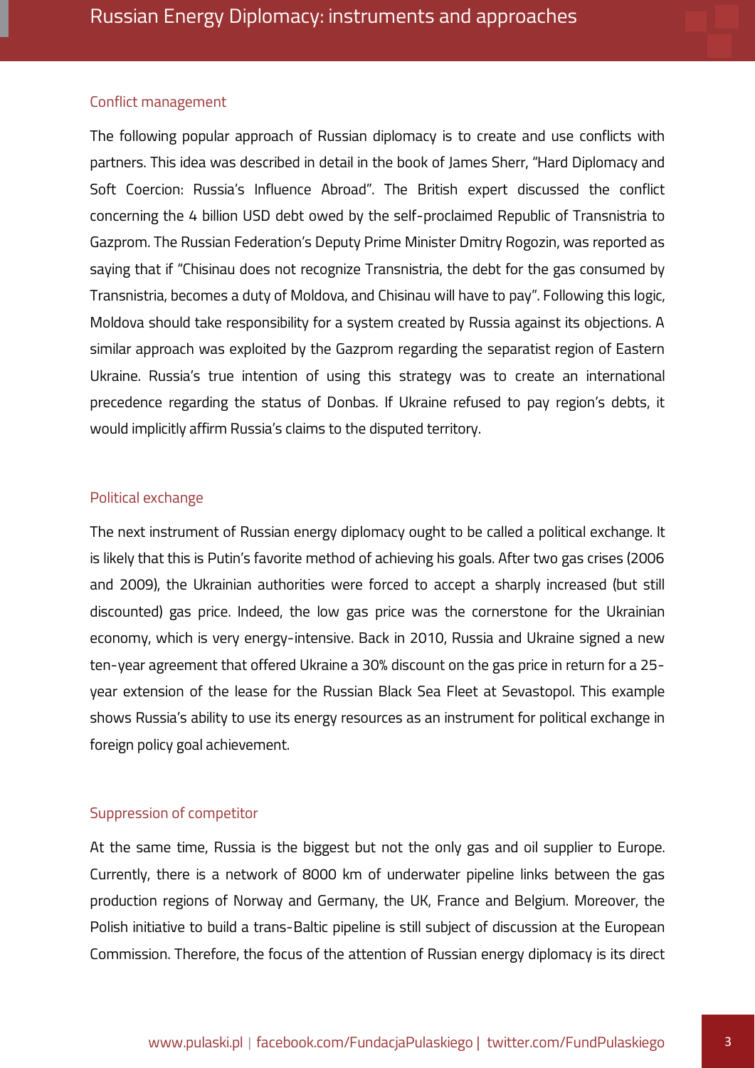## Conflict management

The following popular approach of Russian diplomacy is to create and use conflicts with partners. This idea was described in detail in the book of James Sherr, "Hard Diplomacy and Soft Coercion: Russia's Influence Abroad". The British expert discussed the conflict concerning the 4 billion USD debt owed by the self-proclaimed Republic of Transnistria to Gazprom. The Russian Federation's Deputy Prime Minister Dmitry Rogozin, was reported as saying that if "Chisinau does not recognize Transnistria, the debt for the gas consumed by Transnistria, becomes a duty of Moldova, and Chisinau will have to pay". Following this logic, Moldova should take responsibility for a system created by Russia against its objections. A similar approach was exploited by the Gazprom regarding the separatist region of Eastern Ukraine. Russia's true intention of using this strategy was to create an international precedence regarding the status of Donbas. If Ukraine refused to pay region's debts, it would implicitly affirm Russia's claims to the disputed territory.

## Political exchange

The next instrument of Russian energy diplomacy ought to be called a political exchange. It is likely that this is Putin's favorite method of achieving his goals. After two gas crises (2006 and 2009), the Ukrainian authorities were forced to accept a sharply increased (but still discounted) gas price. Indeed, the low gas price was the cornerstone for the Ukrainian economy, which is very energy-intensive. Back in 2010, Russia and Ukraine signed a new ten-year agreement that offered Ukraine a 30% discount on the gas price in return for a 25-year extension of the lease for the Russian Black Sea Fleet at Sevastopol. This example shows Russia's ability to use its energy resources as an instrument for political exchange in foreign policy goal achievement.

## Suppression of competitor

At the same time, Russia is the biggest but not the only gas and oil supplier to Europe. Currently, there is a network of 8000 km of underwater pipeline links between the gas production regions of Norway and Germany, the UK, France and Belgium. Moreover, the Polish initiative to build a trans-Baltic pipeline is still subject of discussion at the European Commission. Therefore, the focus of the attention of Russian energy diplomacy is its direct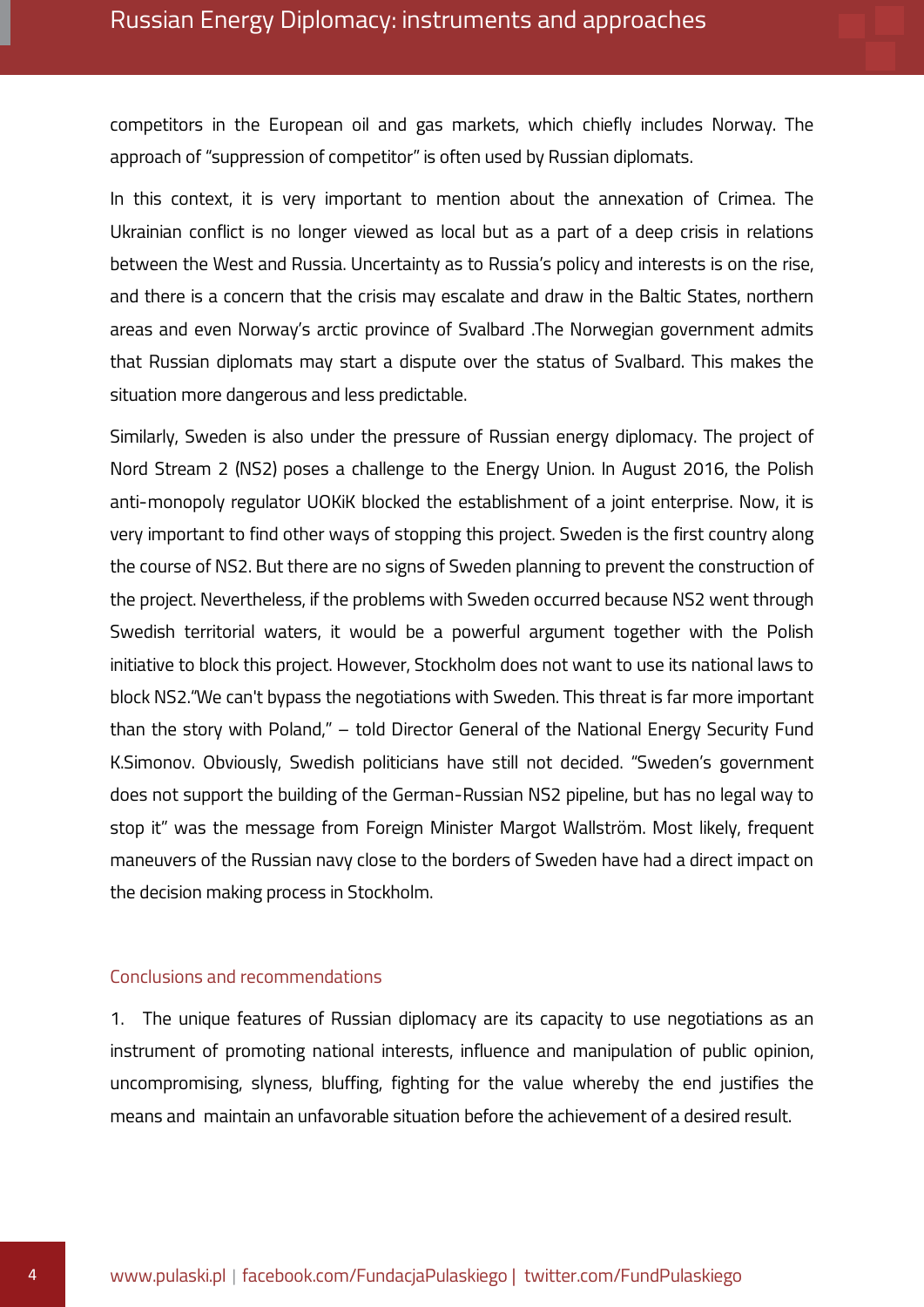competitors in the European oil and gas markets, which chiefly includes Norway. The approach of "suppression of competitor" is often used by Russian diplomats.

In this context, it is very important to mention about the annexation of Crimea. The Ukrainian conflict is no longer viewed as local but as a part of a deep crisis in relations between the West and Russia. Uncertainty as to Russia's policy and interests is on the rise, and there is a concern that the crisis may escalate and draw in the Baltic States, northern areas and even Norway's arctic province of Svalbard .The Norwegian government admits that Russian diplomats may start a dispute over the status of Svalbard. This makes the situation more dangerous and less predictable.

Similarly, Sweden is also under the pressure of Russian energy diplomacy. The project of Nord Stream 2 (NS2) poses a challenge to the Energy Union. In August 2016, the Polish anti-monopoly regulator UOKiK blocked the establishment of a joint enterprise. Now, it is very important to find other ways of stopping this project. Sweden is the first country along the course of NS2. But there are no signs of Sweden planning to prevent the construction of the project. Nevertheless, if the problems with Sweden occurred because NS2 went through Swedish territorial waters, it would be a powerful argument together with the Polish initiative to block this project. However, Stockholm does not want to use its national laws to block NS2."We can't bypass the negotiations with Sweden. This threat is far more important than the story with Poland," – told Director General of the National Energy Security Fund K.Simonov. Obviously, Swedish politicians have still not decided. "Sweden's government does not support the building of the German-Russian NS2 pipeline, but has no legal way to stop it" was the message from Foreign Minister Margot Wallström. Most likely, frequent maneuvers of the Russian navy close to the borders of Sweden have had a direct impact on the decision making process in Stockholm.

## Conclusions and recommendations

1. The unique features of Russian diplomacy are its capacity to use negotiations as an instrument of promoting national interests, influence and manipulation of public opinion, uncompromising, slyness, bluffing, fighting for the value whereby the end justifies the means and maintain an unfavorable situation before the achievement of a desired result.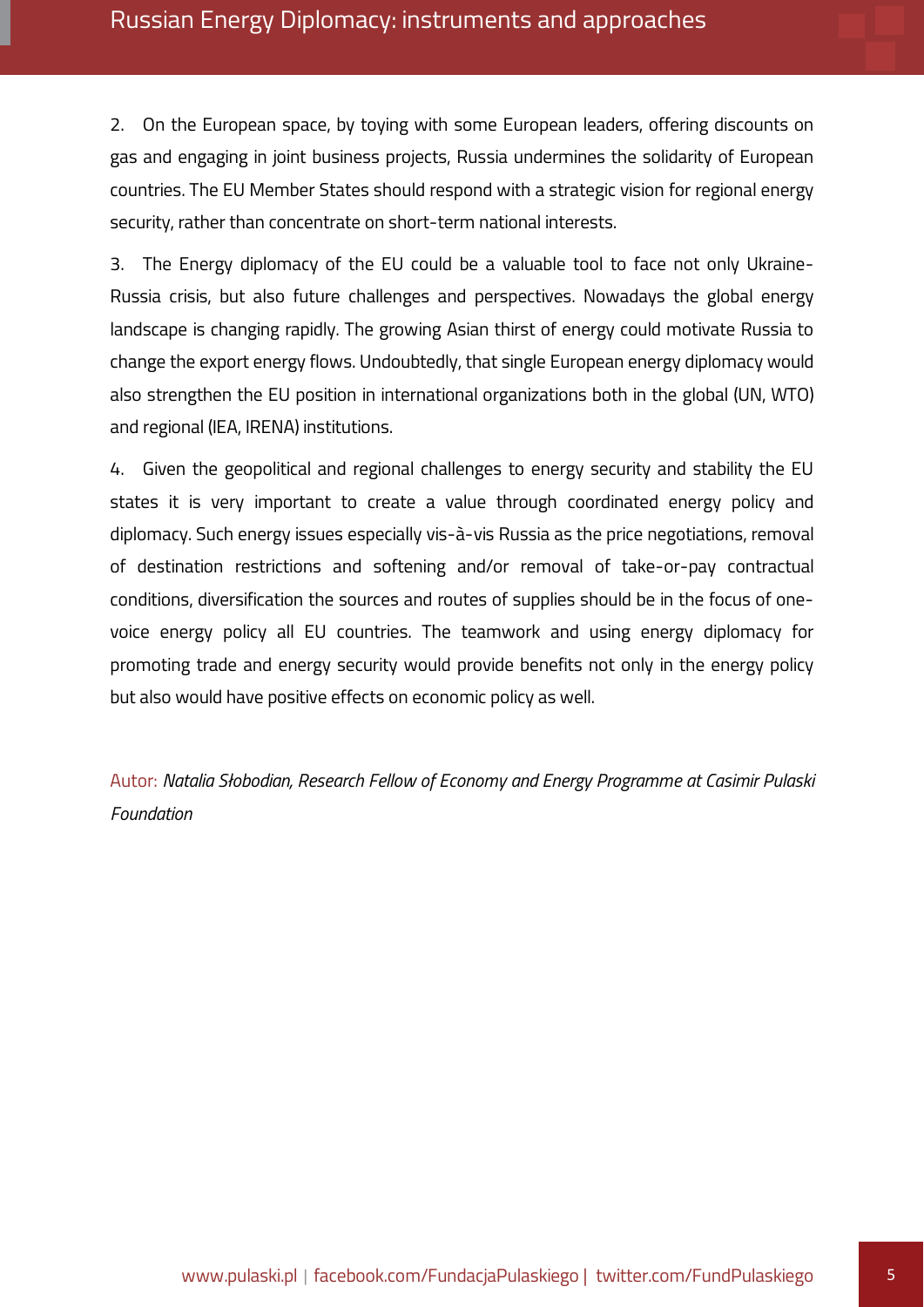2. On the European space, by toying with some European leaders, offering discounts on gas and engaging in joint business projects, Russia undermines the solidarity of European countries. The EU Member States should respond with a strategic vision for regional energy security, rather than concentrate on short-term national interests.

3. The Energy diplomacy of the EU could be a valuable tool to face not only Ukraine-Russia crisis, but also future challenges and perspectives. Nowadays the global energy landscape is changing rapidly. The growing Asian thirst of energy could motivate Russia to change the export energy flows. Undoubtedly, that single European energy diplomacy would also strengthen the EU position in international organizations both in the global (UN, WTO) and regional (IEA, IRENA) institutions.

4. Given the geopolitical and regional challenges to energy security and stability the EU states it is very important to create a value through coordinated energy policy and diplomacy. Such energy issues especially vis-à-vis Russia as the price negotiations, removal of destination restrictions and softening and/or removal of take-or-pay contractual conditions, diversification the sources and routes of supplies should be in the focus of one-voice energy policy all EU countries. The teamwork and using energy diplomacy for promoting trade and energy security would provide benefits not only in the energy policy but also would have positive effects on economic policy as well.

Autor: *Natalia Słobodian, Research Fellow of Economy and Energy Programme at Casimir Pulaski Foundation*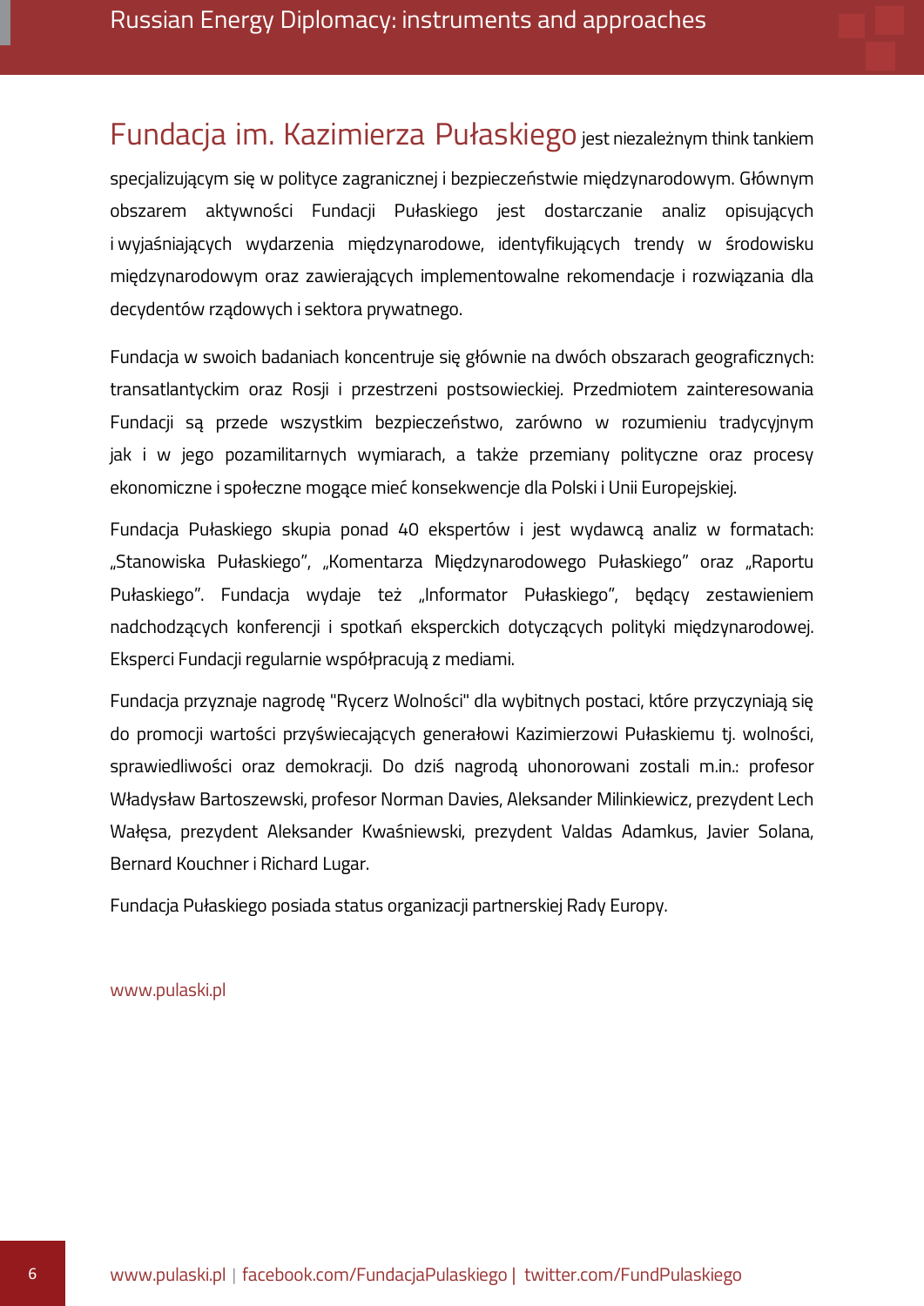**Fundacja im. Kazimierza Pułaskiego** jest niezależnym think tankiem specjalizującym się w polityce zagranicznej i bezpieczeństwie międzynarodowym. Głównym obszarem aktywności Fundacji Pułaskiego jest dostarczanie analiz opisujących i wyjaśniających wydarzenia międzynarodowe, identyfikujących trendy w środowisku międzynarodowym oraz zawierających implementowalne rekomendacje i rozwiązania dla decydentów rządowych i sektora prywatnego.

Fundacja w swoich badaniach koncentruje się głównie na dwóch obszarach geograficznych: transatlantyckim oraz Rosji i przestrzeni postsowieckiej. Przedmiotem zainteresowania Fundacji są przede wszystkim bezpieczeństwo, zarówno w rozumieniu tradycyjnym jak i w jego pozamilitarnych wymiarach, a także przemiany polityczne oraz procesy ekonomiczne i społeczne mogące mieć konsekwencje dla Polski i Unii Europejskiej.

Fundacja Pułaskiego skupia ponad 40 ekspertów i jest wydawcą analiz w formatach: „Stanowiska Pułaskiego", „Komentarza Międzynarodowego Pułaskiego" oraz „Raportu Pułaskiego". Fundacja wydaje też „Informator Pułaskiego", będący zestawieniem nadchodzących konferencji i spotkań eksperckich dotyczących polityki międzynarodowej. Eksperci Fundacji regularnie współpracują z mediami.

Fundacja przyznaje nagrodę "Rycerz Wolności" dla wybitnych postaci, które przyczyniają się do promocji wartości przyświecających generałowi Kazimierzowi Pułaskiemu tj. wolności, sprawiedliwości oraz demokracji. Do dziś nagrodą uhonorowani zostali m.in.: profesor Władysław Bartoszewski, profesor Norman Davies, Aleksander Milinkiewicz, prezydent Lech Wałęsa, prezydent Aleksander Kwaśniewski, prezydent Valdas Adamkus, Javier Solana, Bernard Kouchner i Richard Lugar.

Fundacja Pułaskiego posiada status organizacji partnerskiej Rady Europy.

www.pulaski.pl